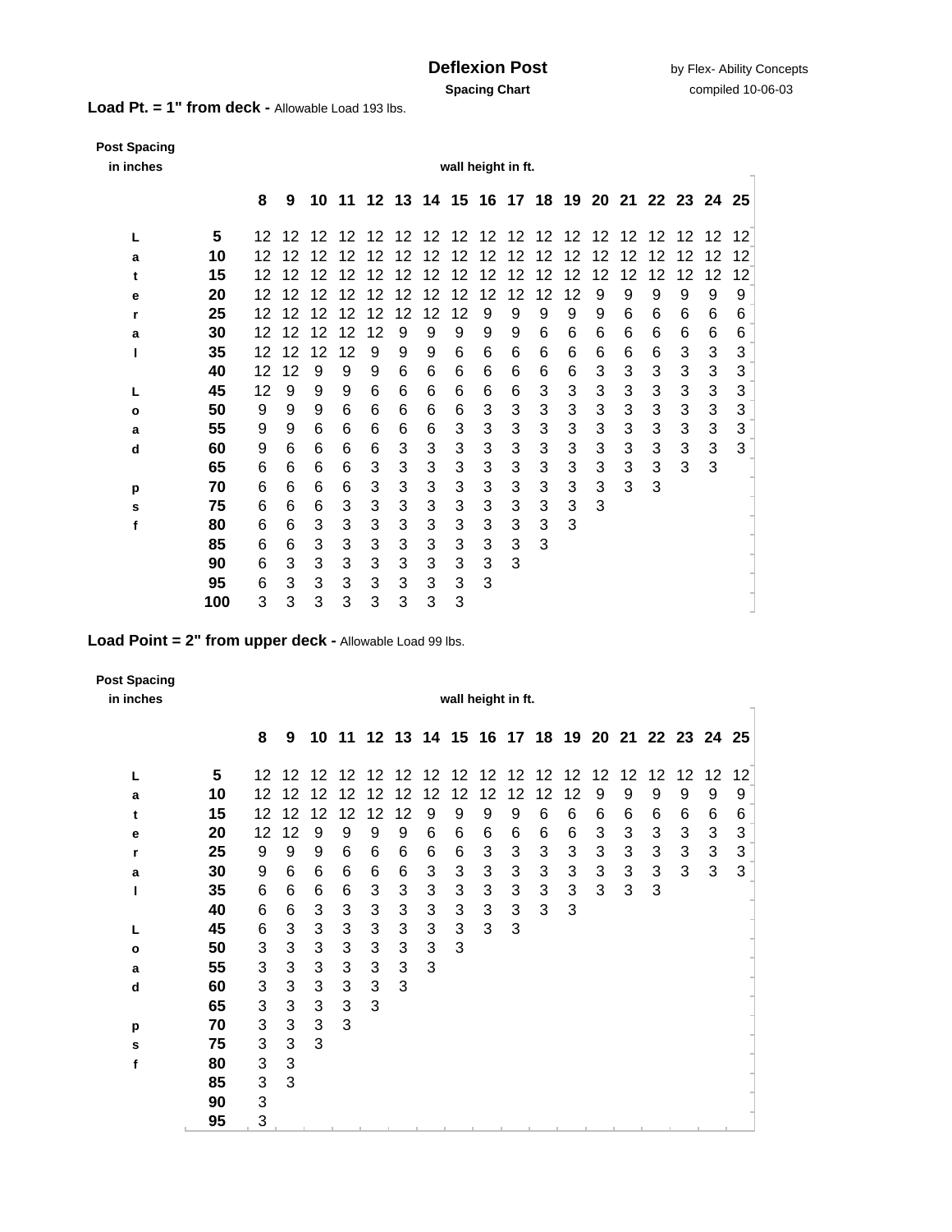# Deflexion Post

by Flex- Ability Concepts

**Spacing Chart**

compiled 10-06-03

**Load Pt. = 1" from deck -** Allowable Load 193 lbs.

**Post Spacing in inches**

| Lateral Load psf | 8 | 9 | 10 | 11 | 12 | 13 | 14 | 15 | 16 | 17 | 18 | 19 | 20 | 21 | 22 | 23 | 24 | 25 |
|---|---|---|---|---|---|---|---|---|---|---|---|---|---|---|---|---|---|---|
| | **wall height in ft.** | | | | | | | | | | | | | | | | | |
| **5** | 12 | 12 | 12 | 12 | 12 | 12 | 12 | 12 | 12 | 12 | 12 | 12 | 12 | 12 | 12 | 12 | 12 | 12 |
| **10** | 12 | 12 | 12 | 12 | 12 | 12 | 12 | 12 | 12 | 12 | 12 | 12 | 12 | 12 | 12 | 12 | 12 | 12 |
| **15** | 12 | 12 | 12 | 12 | 12 | 12 | 12 | 12 | 12 | 12 | 12 | 12 | 12 | 12 | 12 | 12 | 12 | 12 |
| **20** | 12 | 12 | 12 | 12 | 12 | 12 | 12 | 12 | 12 | 12 | 12 | 12 | 9 | 9 | 9 | 9 | 9 | 9 |
| **25** | 12 | 12 | 12 | 12 | 12 | 12 | 12 | 12 | 9 | 9 | 9 | 9 | 9 | 6 | 6 | 6 | 6 | 6 |
| **30** | 12 | 12 | 12 | 12 | 12 | 9 | 9 | 9 | 9 | 9 | 6 | 6 | 6 | 6 | 6 | 6 | 6 | 6 |
| **35** | 12 | 12 | 12 | 12 | 9 | 9 | 9 | 6 | 6 | 6 | 6 | 6 | 6 | 6 | 6 | 3 | 3 | 3 |
| **40** | 12 | 12 | 9 | 9 | 9 | 6 | 6 | 6 | 6 | 6 | 6 | 6 | 3 | 3 | 3 | 3 | 3 | 3 |
| **45** | 12 | 9 | 9 | 9 | 6 | 6 | 6 | 6 | 6 | 6 | 3 | 3 | 3 | 3 | 3 | 3 | 3 | 3 |
| **50** | 9 | 9 | 9 | 6 | 6 | 6 | 6 | 6 | 3 | 3 | 3 | 3 | 3 | 3 | 3 | 3 | 3 | 3 |
| **55** | 9 | 9 | 6 | 6 | 6 | 6 | 6 | 3 | 3 | 3 | 3 | 3 | 3 | 3 | 3 | 3 | 3 | 3 |
| **60** | 9 | 6 | 6 | 6 | 6 | 3 | 3 | 3 | 3 | 3 | 3 | 3 | 3 | 3 | 3 | 3 | 3 | 3 |
| **65** | 6 | 6 | 6 | 6 | 3 | 3 | 3 | 3 | 3 | 3 | 3 | 3 | 3 | 3 | 3 | 3 | 3 | |
| **70** | 6 | 6 | 6 | 6 | 3 | 3 | 3 | 3 | 3 | 3 | 3 | 3 | 3 | 3 | 3 | | | |
| **75** | 6 | 6 | 6 | 3 | 3 | 3 | 3 | 3 | 3 | 3 | 3 | 3 | 3 | | | | | |
| **80** | 6 | 6 | 3 | 3 | 3 | 3 | 3 | 3 | 3 | 3 | 3 | 3 | | | | | | |
| **85** | 6 | 6 | 3 | 3 | 3 | 3 | 3 | 3 | 3 | 3 | 3 | | | | | | | |
| **90** | 6 | 3 | 3 | 3 | 3 | 3 | 3 | 3 | 3 | 3 | | | | | | | | |
| **95** | 6 | 3 | 3 | 3 | 3 | 3 | 3 | 3 | 3 | | | | | | | | | |
| **100** | 3 | 3 | 3 | 3 | 3 | 3 | 3 | 3 | | | | | | | | | | |

**Load Point = 2" from upper deck -** Allowable Load 99 lbs.

**Post Spacing in inches**

| Lateral Load psf | 8 | 9 | 10 | 11 | 12 | 13 | 14 | 15 | 16 | 17 | 18 | 19 | 20 | 21 | 22 | 23 | 24 | 25 |
|---|---|---|---|---|---|---|---|---|---|---|---|---|---|---|---|---|---|---|
| | **wall height in ft.** | | | | | | | | | | | | | | | | | |
| **5** | 12 | 12 | 12 | 12 | 12 | 12 | 12 | 12 | 12 | 12 | 12 | 12 | 12 | 12 | 12 | 12 | 12 | 12 |
| **10** | 12 | 12 | 12 | 12 | 12 | 12 | 12 | 12 | 12 | 12 | 12 | 12 | 9 | 9 | 9 | 9 | 9 | 9 |
| **15** | 12 | 12 | 12 | 12 | 12 | 12 | 9 | 9 | 9 | 9 | 6 | 6 | 6 | 6 | 6 | 6 | 6 | 6 |
| **20** | 12 | 12 | 9 | 9 | 9 | 9 | 6 | 6 | 6 | 6 | 6 | 6 | 3 | 3 | 3 | 3 | 3 | 3 |
| **25** | 9 | 9 | 9 | 6 | 6 | 6 | 6 | 6 | 3 | 3 | 3 | 3 | 3 | 3 | 3 | 3 | 3 | 3 |
| **30** | 9 | 6 | 6 | 6 | 6 | 6 | 3 | 3 | 3 | 3 | 3 | 3 | 3 | 3 | 3 | 3 | 3 | 3 |
| **35** | 6 | 6 | 6 | 6 | 3 | 3 | 3 | 3 | 3 | 3 | 3 | 3 | 3 | 3 | 3 | | | |
| **40** | 6 | 6 | 3 | 3 | 3 | 3 | 3 | 3 | 3 | 3 | 3 | 3 | | | | | | |
| **45** | 6 | 3 | 3 | 3 | 3 | 3 | 3 | 3 | 3 | 3 | | | | | | | | |
| **50** | 3 | 3 | 3 | 3 | 3 | 3 | 3 | 3 | | | | | | | | | | |
| **55** | 3 | 3 | 3 | 3 | 3 | 3 | 3 | | | | | | | | | | | |
| **60** | 3 | 3 | 3 | 3 | 3 | 3 | | | | | | | | | | | | |
| **65** | 3 | 3 | 3 | 3 | 3 | | | | | | | | | | | | | |
| **70** | 3 | 3 | 3 | 3 | | | | | | | | | | | | | | |
| **75** | 3 | 3 | 3 | | | | | | | | | | | | | | | |
| **80** | 3 | 3 | | | | | | | | | | | | | | | | |
| **85** | 3 | 3 | | | | | | | | | | | | | | | | |
| **90** | 3 | | | | | | | | | | | | | | | | | |
| **95** | 3 | | | | | | | | | | | | | | | | | |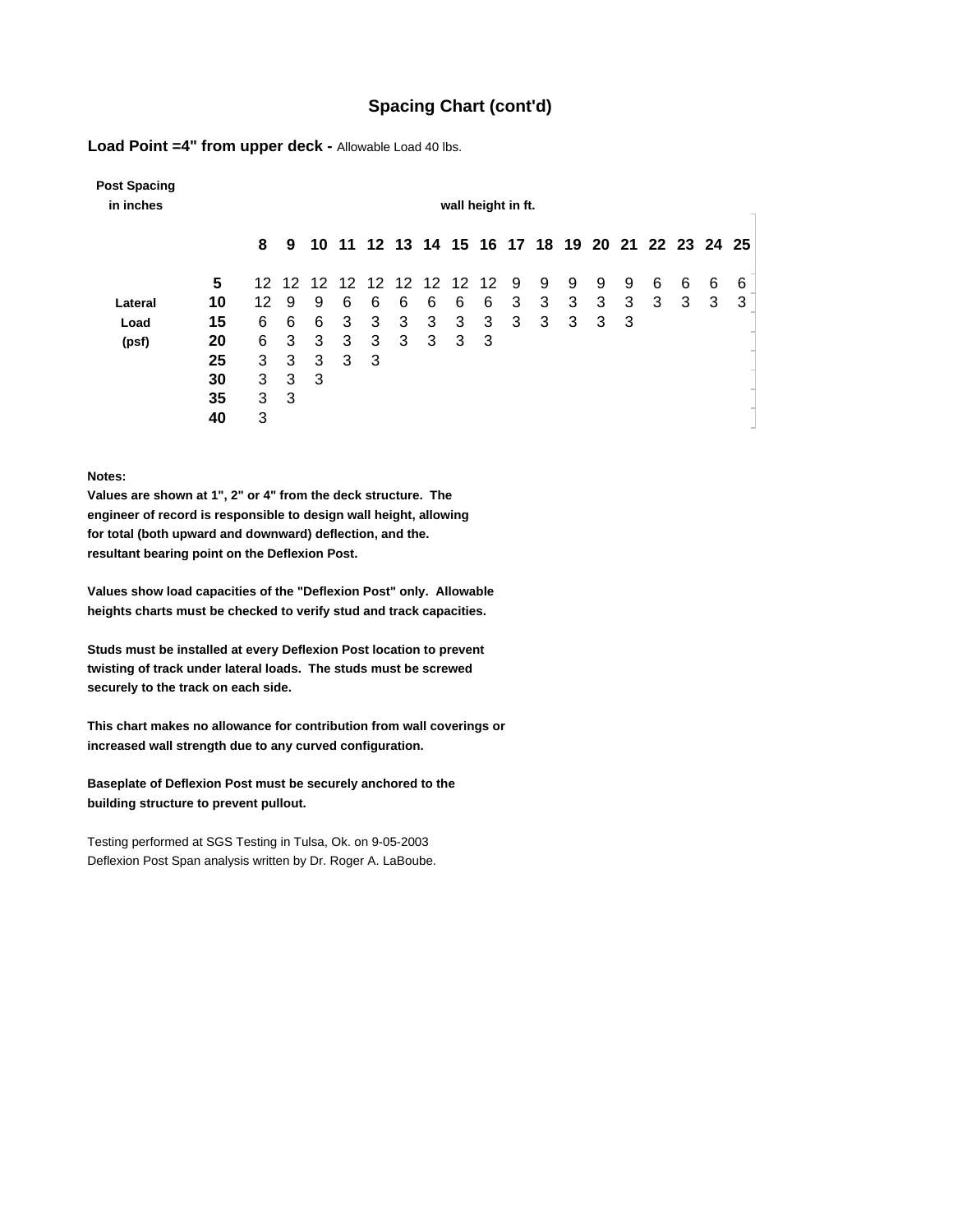## Spacing Chart (cont'd)

**Load Point =4" from upper deck -** Allowable Load 40 lbs.

| Post Spacing in inches | | wall height in ft. | | | | | | | | | | | | | | | | | |
|---|---|---|---|---|---|---|---|---|---|---|---|---|---|---|---|---|---|---|---|
| | | **8** | **9** | **10** | **11** | **12** | **13** | **14** | **15** | **16** | **17** | **18** | **19** | **20** | **21** | **22** | **23** | **24** | **25** |
| | **5** | 12 | 12 | 12 | 12 | 12 | 12 | 12 | 12 | 12 | 9 | 9 | 9 | 9 | 9 | 6 | 6 | 6 | 6 |
| **Lateral** | **10** | 12 | 9 | 9 | 6 | 6 | 6 | 6 | 6 | 6 | 3 | 3 | 3 | 3 | 3 | 3 | 3 | 3 | 3 |
| **Load** | **15** | 6 | 6 | 6 | 3 | 3 | 3 | 3 | 3 | 3 | 3 | 3 | 3 | 3 | 3 | | | | |
| **(psf)** | **20** | 6 | 3 | 3 | 3 | 3 | 3 | 3 | 3 | 3 | | | | | | | | | |
| | **25** | 3 | 3 | 3 | 3 | 3 | | | | | | | | | | | | | |
| | **30** | 3 | 3 | 3 | | | | | | | | | | | | | | | |
| | **35** | 3 | 3 | | | | | | | | | | | | | | | | |
| | **40** | 3 | | | | | | | | | | | | | | | | | |

**Notes:**

**Values are shown at 1", 2" or 4" from the deck structure. The engineer of record is responsible to design wall height, allowing for total (both upward and downward) deflection, and the. resultant bearing point on the Deflexion Post.**

**Values show load capacities of the "Deflexion Post" only. Allowable heights charts must be checked to verify stud and track capacities.**

**Studs must be installed at every Deflexion Post location to prevent twisting of track under lateral loads. The studs must be screwed securely to the track on each side.**

**This chart makes no allowance for contribution from wall coverings or increased wall strength due to any curved configuration.**

**Baseplate of Deflexion Post must be securely anchored to the building structure to prevent pullout.**

Testing performed at SGS Testing in Tulsa, Ok. on 9-05-2003
Deflexion Post Span analysis written by Dr. Roger A. LaBoube.